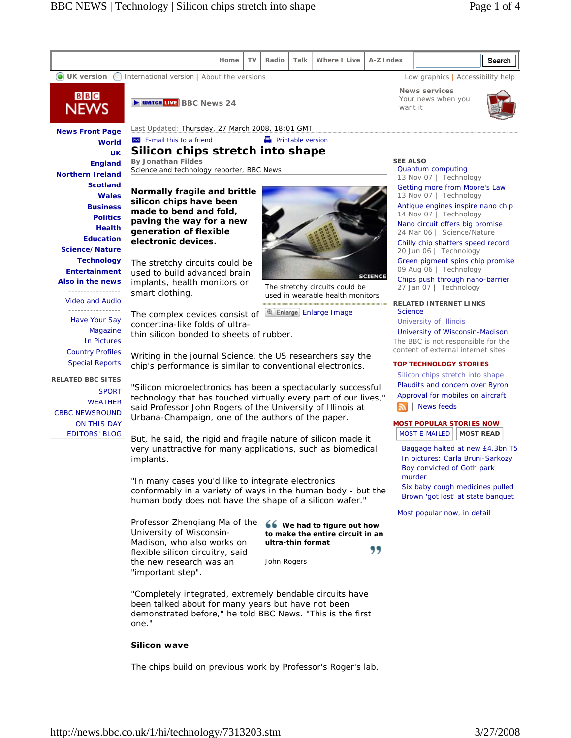Home | TV | Radio | Talk | Where I Live | A-Z Index | Search

UK version | International version | About the versions | Low graphics | Accessibility help

BBC NEWS

WATCH LIVE BBC News 24

News services
Your news when you want it

- News Front Page
- World
- UK
- England
- Northern Ireland
- Scotland
- Wales
- Business
- Politics
- Health
- Education
- Science/Nature
- Technology
- Entertainment
- Also in the news

- Video and Audio

- Have Your Say
- Magazine
- In Pictures
- Country Profiles
- Special Reports

RELATED BBC SITES
- SPORT
- WEATHER
- CBBC NEWSROUND
- ON THIS DAY
- EDITORS' BLOG

Last Updated: Thursday, 27 March 2008, 18:01 GMT

E-mail this to a friend | Printable version

# Silicon chips stretch into shape

**By Jonathan Fildes**
Science and technology reporter, BBC News

**Normally fragile and brittle silicon chips have been made to bend and fold, paving the way for a new generation of flexible electronic devices.**

The stretchy circuits could be used in wearable health monitors

Enlarge Image

The stretchy circuits could be used to build advanced brain implants, health monitors or smart clothing.

The complex devices consist of concertina-like folds of ultra-thin silicon bonded to sheets of rubber.

Writing in the journal Science, the US researchers say the chip's performance is similar to conventional electronics.

"Silicon microelectronics has been a spectacularly successful technology that has touched virtually every part of our lives," said Professor John Rogers of the University of Illinois at Urbana-Champaign, one of the authors of the paper.

But, he said, the rigid and fragile nature of silicon made it very unattractive for many applications, such as biomedical implants.

"In many cases you'd like to integrate electronics conformably in a variety of ways in the human body - but the human body does not have the shape of a silicon wafer."

> **We had to figure out how to make the entire circuit in an ultra-thin format**
>
> John Rogers

Professor Zhenqiang Ma of the University of Wisconsin-Madison, who also works on flexible silicon circuitry, said the new research was an "important step".

"Completely integrated, extremely bendable circuits have been talked about for many years but have not been demonstrated before," he told BBC News. "This is the first one."

**Silicon wave**

The chips build on previous work by Professor's Roger's lab.

SEE ALSO
- Quantum computing
  13 Nov 07 | Technology
- Getting more from Moore's Law
  13 Nov 07 | Technology
- Antique engines inspire nano chip
  14 Nov 07 | Technology
- Nano circuit offers big promise
  24 Mar 06 | Science/Nature
- Chilly chip shatters speed record
  20 Jun 06 | Technology
- Green pigment spins chip promise
  09 Aug 06 | Technology
- Chips push through nano-barrier
  27 Jan 07 | Technology

RELATED INTERNET LINKS
- Science
- University of Illinois
- University of Wisconsin-Madison

The BBC is not responsible for the content of external internet sites

TOP TECHNOLOGY STORIES
- Silicon chips stretch into shape
- Plaudits and concern over Byron
- Approval for mobiles on aircraft

| News feeds

MOST POPULAR STORIES NOW

MOST E-MAILED | MOST READ

- Baggage halted at new £4.3bn T5
- In pictures: Carla Bruni-Sarkozy
- Boy convicted of Goth park murder
- Six baby cough medicines pulled
- Brown 'got lost' at state banquet

Most popular now, in detail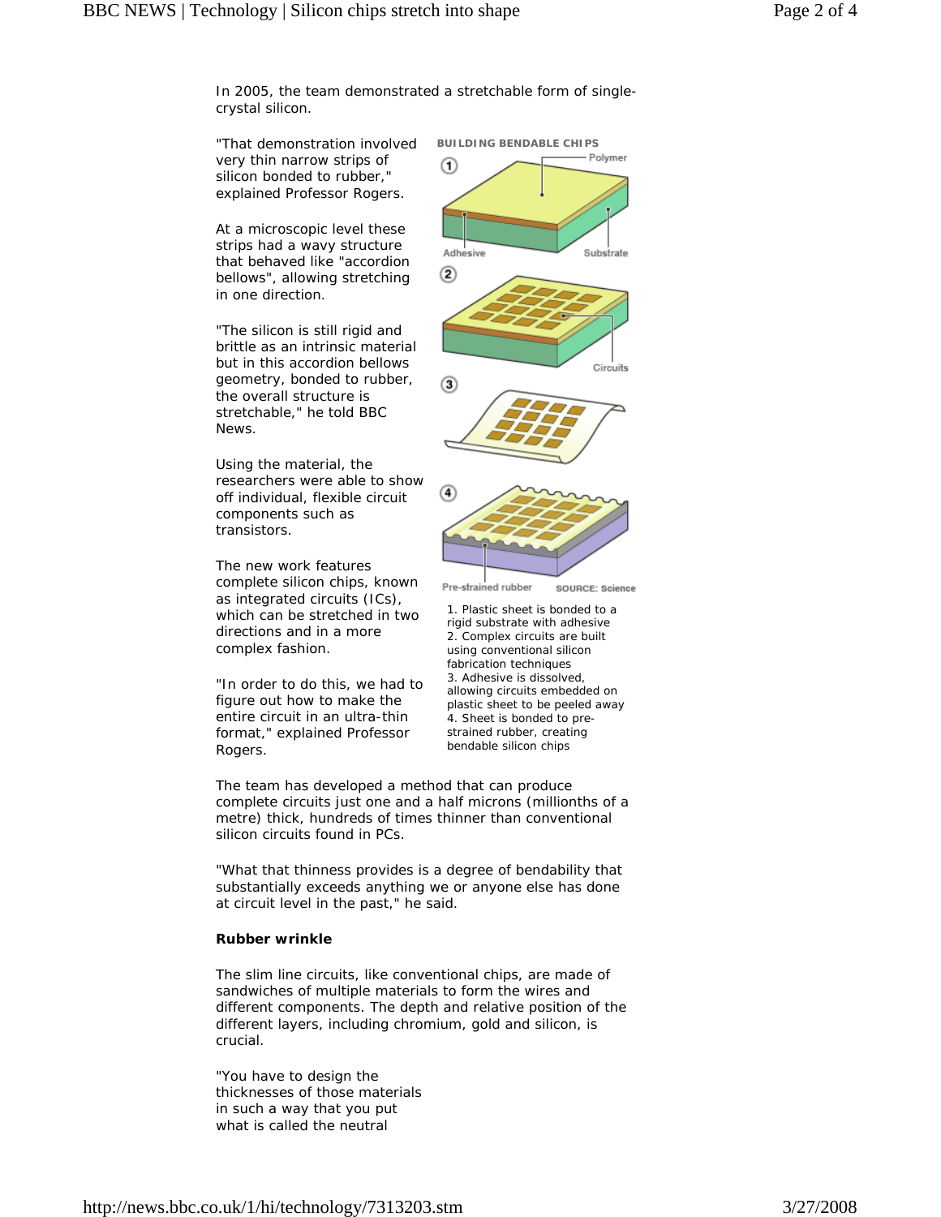In 2005, the team demonstrated a stretchable form of single-crystal silicon.

"That demonstration involved very thin narrow strips of silicon bonded to rubber," explained Professor Rogers.

At a microscopic level these strips had a wavy structure that behaved like "accordion bellows", allowing stretching in one direction.

"The silicon is still rigid and brittle as an intrinsic material but in this accordion bellows geometry, bonded to rubber, the overall structure is stretchable," he told BBC News.

Using the material, the researchers were able to show off individual, flexible circuit components such as transistors.

The new work features complete silicon chips, known as integrated circuits (ICs), which can be stretched in two directions and in a more complex fashion.

"In order to do this, we had to figure out how to make the entire circuit in an ultra-thin format," explained Professor Rogers.

**BUILDING BENDABLE CHIPS**

Polymer, Adhesive, Substrate, Circuits, Pre-strained rubber

SOURCE: Science

1. Plastic sheet is bonded to a rigid substrate with adhesive
2. Complex circuits are built using conventional silicon fabrication techniques
3. Adhesive is dissolved, allowing circuits embedded on plastic sheet to be peeled away
4. Sheet is bonded to pre-strained rubber, creating bendable silicon chips

The team has developed a method that can produce complete circuits just one and a half microns (millionths of a metre) thick, hundreds of times thinner than conventional silicon circuits found in PCs.

"What that thinness provides is a degree of bendability that substantially exceeds anything we or anyone else has done at circuit level in the past," he said.

**Rubber wrinkle**

The slim line circuits, like conventional chips, are made of sandwiches of multiple materials to form the wires and different components. The depth and relative position of the different layers, including chromium, gold and silicon, is crucial.

"You have to design the thicknesses of those materials in such a way that you put what is called the neutral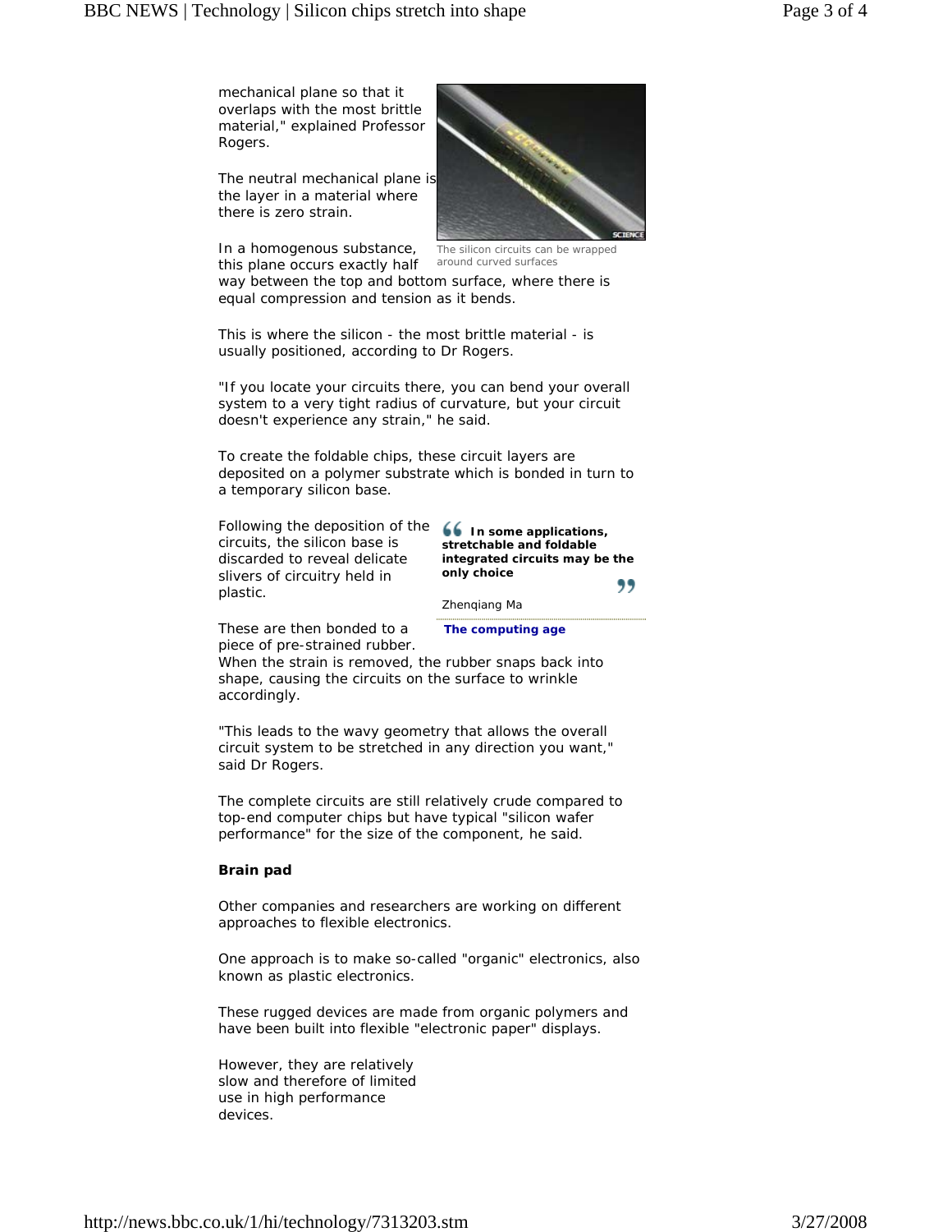mechanical plane so that it overlaps with the most brittle material," explained Professor Rogers.

The neutral mechanical plane is the layer in a material where there is zero strain.

The silicon circuits can be wrapped around curved surfaces

In a homogenous substance, this plane occurs exactly half way between the top and bottom surface, where there is equal compression and tension as it bends.

This is where the silicon - the most brittle material - is usually positioned, according to Dr Rogers.

"If you locate your circuits there, you can bend your overall system to a very tight radius of curvature, but your circuit doesn't experience any strain," he said.

To create the foldable chips, these circuit layers are deposited on a polymer substrate which is bonded in turn to a temporary silicon base.

Following the deposition of the circuits, the silicon base is discarded to reveal delicate slivers of circuitry held in plastic.

> **In some applications, stretchable and foldable integrated circuits may be the only choice**
>
> Zhenqiang Ma

**The computing age**

These are then bonded to a piece of pre-strained rubber. When the strain is removed, the rubber snaps back into shape, causing the circuits on the surface to wrinkle accordingly.

"This leads to the wavy geometry that allows the overall circuit system to be stretched in any direction you want," said Dr Rogers.

The complete circuits are still relatively crude compared to top-end computer chips but have typical "silicon wafer performance" for the size of the component, he said.

**Brain pad**

Other companies and researchers are working on different approaches to flexible electronics.

One approach is to make so-called "organic" electronics, also known as plastic electronics.

These rugged devices are made from organic polymers and have been built into flexible "electronic paper" displays.

However, they are relatively slow and therefore of limited use in high performance devices.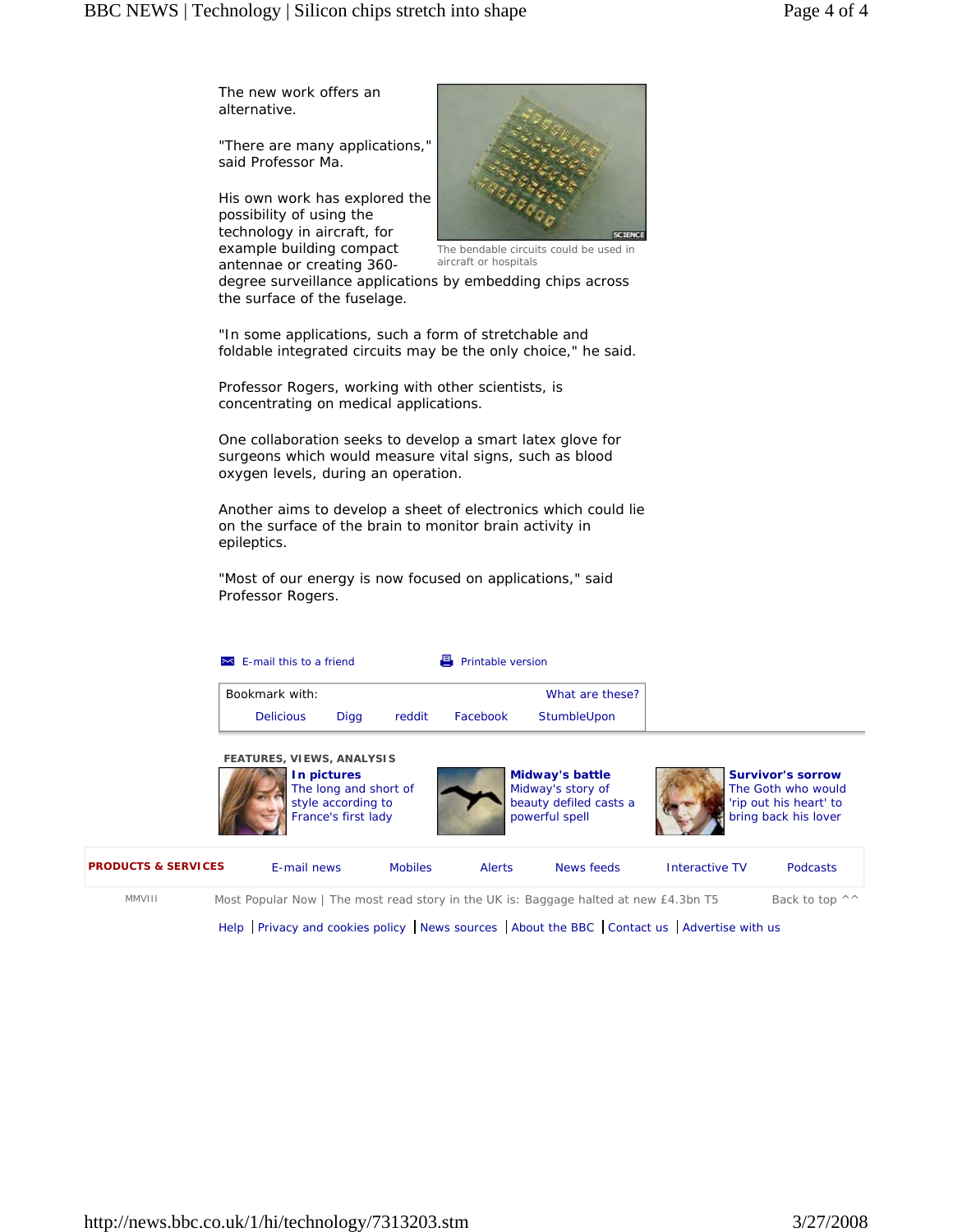The new work offers an alternative.

"There are many applications," said Professor Ma.

His own work has explored the possibility of using the technology in aircraft, for example building compact antennae or creating 360-degree surveillance applications by embedding chips across the surface of the fuselage.

The bendable circuits could be used in aircraft or hospitals

"In some applications, such a form of stretchable and foldable integrated circuits may be the only choice," he said.

Professor Rogers, working with other scientists, is concentrating on medical applications.

One collaboration seeks to develop a smart latex glove for surgeons which would measure vital signs, such as blood oxygen levels, during an operation.

Another aims to develop a sheet of electronics which could lie on the surface of the brain to monitor brain activity in epileptics.

"Most of our energy is now focused on applications," said Professor Rogers.

E-mail this to a friend

Printable version

Bookmark with: What are these?

Delicious Digg reddit Facebook StumbleUpon

**FEATURES, VIEWS, ANALYSIS**

**In pictures**
The long and short of style according to France's first lady

**Midway's battle**
Midway's story of beauty defiled casts a powerful spell

**Survivor's sorrow**
The Goth who would 'rip out his heart' to bring back his lover

**PRODUCTS & SERVICES** E-mail news Mobiles Alerts News feeds Interactive TV Podcasts

MMVIII

Most Popular Now | The most read story in the UK is: Baggage halted at new £4.3bn T5

Back to top ^^

Help | Privacy and cookies policy | News sources | About the BBC | Contact us | Advertise with us